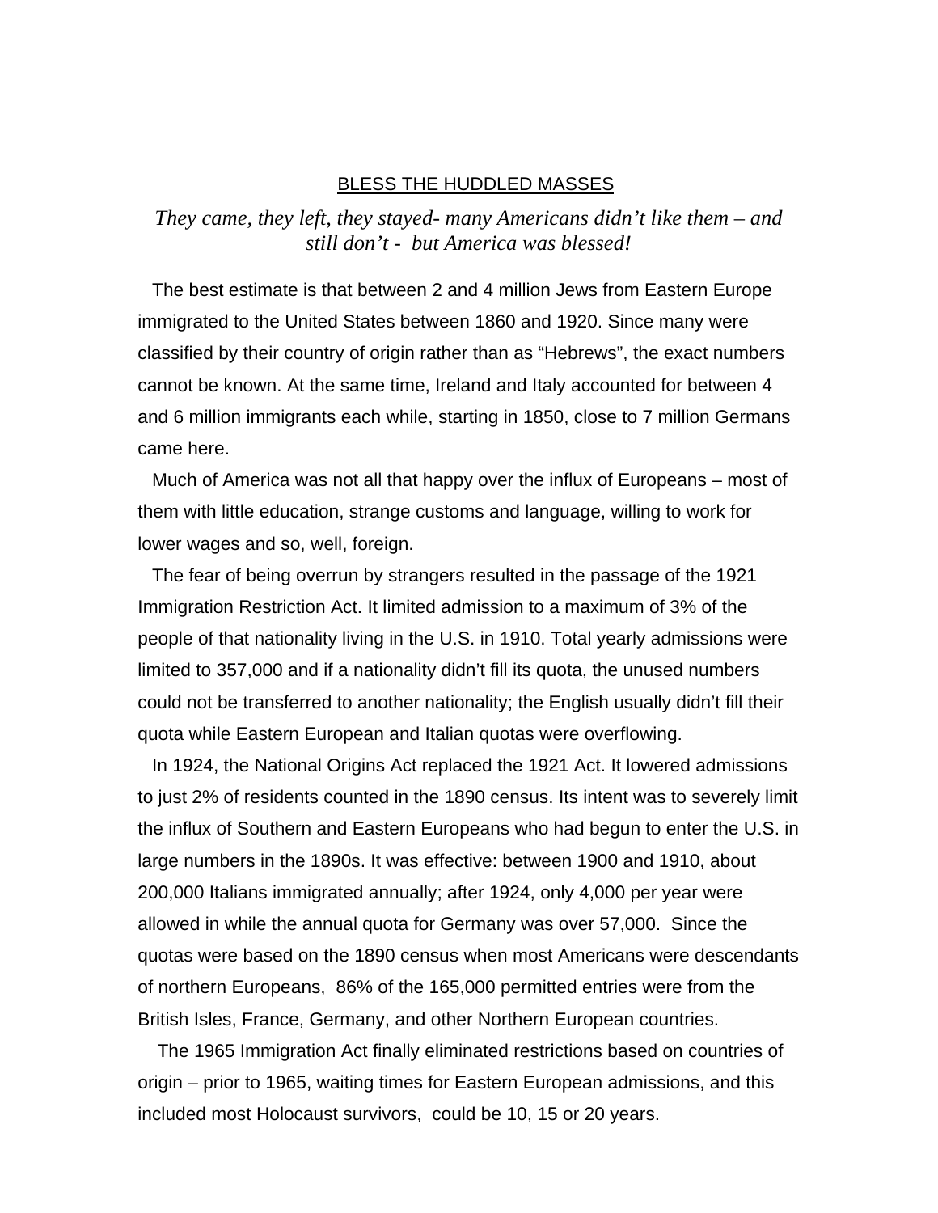# BLESS THE HUDDLED MASSES

*They came, they left, they stayed- many Americans didn't like them – and still don't - but America was blessed!*

The best estimate is that between 2 and 4 million Jews from Eastern Europe immigrated to the United States between 1860 and 1920. Since many were classified by their country of origin rather than as "Hebrews", the exact numbers cannot be known. At the same time, Ireland and Italy accounted for between 4 and 6 million immigrants each while, starting in 1850, close to 7 million Germans came here.

Much of America was not all that happy over the influx of Europeans – most of them with little education, strange customs and language, willing to work for lower wages and so, well, foreign.

The fear of being overrun by strangers resulted in the passage of the 1921 Immigration Restriction Act. It limited admission to a maximum of 3% of the people of that nationality living in the U.S. in 1910. Total yearly admissions were limited to 357,000 and if a nationality didn't fill its quota, the unused numbers could not be transferred to another nationality; the English usually didn't fill their quota while Eastern European and Italian quotas were overflowing.

In 1924, the National Origins Act replaced the 1921 Act. It lowered admissions to just 2% of residents counted in the 1890 census. Its intent was to severely limit the influx of Southern and Eastern Europeans who had begun to enter the U.S. in large numbers in the 1890s. It was effective: between 1900 and 1910, about 200,000 Italians immigrated annually; after 1924, only 4,000 per year were allowed in while the annual quota for Germany was over 57,000. Since the quotas were based on the 1890 census when most Americans were descendants of northern Europeans, 86% of the 165,000 permitted entries were from the British Isles, France, Germany, and other Northern European countries.

The 1965 Immigration Act finally eliminated restrictions based on countries of origin – prior to 1965, waiting times for Eastern European admissions, and this included most Holocaust survivors, could be 10, 15 or 20 years.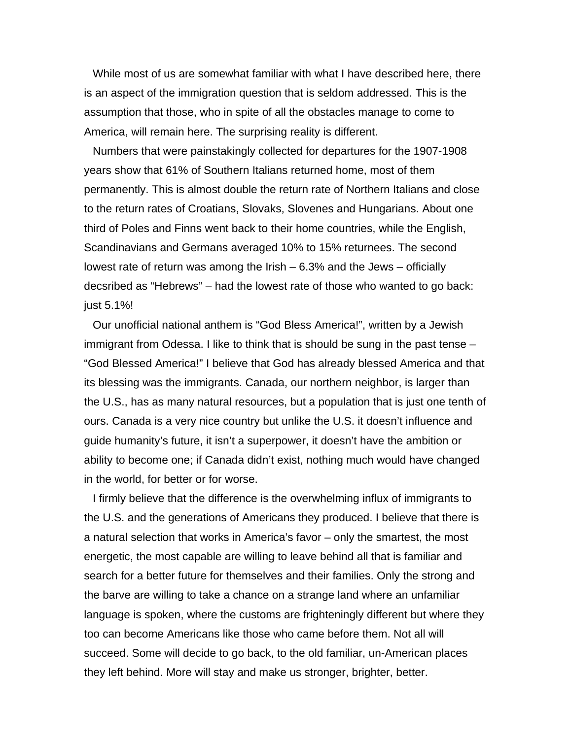While most of us are somewhat familiar with what I have described here, there is an aspect of the immigration question that is seldom addressed. This is the assumption that those, who in spite of all the obstacles manage to come to America, will remain here. The surprising reality is different.

Numbers that were painstakingly collected for departures for the 1907-1908 years show that 61% of Southern Italians returned home, most of them permanently. This is almost double the return rate of Northern Italians and close to the return rates of Croatians, Slovaks, Slovenes and Hungarians. About one third of Poles and Finns went back to their home countries, while the English, Scandinavians and Germans averaged 10% to 15% returnees. The second lowest rate of return was among the Irish – 6.3% and the Jews – officially decsribed as "Hebrews" – had the lowest rate of those who wanted to go back: just 5.1%!

Our unofficial national anthem is "God Bless America!", written by a Jewish immigrant from Odessa. I like to think that is should be sung in the past tense – "God Blessed America!" I believe that God has already blessed America and that its blessing was the immigrants. Canada, our northern neighbor, is larger than the U.S., has as many natural resources, but a population that is just one tenth of ours. Canada is a very nice country but unlike the U.S. it doesn't influence and guide humanity's future, it isn't a superpower, it doesn't have the ambition or ability to become one; if Canada didn't exist, nothing much would have changed in the world, for better or for worse.

I firmly believe that the difference is the overwhelming influx of immigrants to the U.S. and the generations of Americans they produced. I believe that there is a natural selection that works in America's favor – only the smartest, the most energetic, the most capable are willing to leave behind all that is familiar and search for a better future for themselves and their families. Only the strong and the barve are willing to take a chance on a strange land where an unfamiliar language is spoken, where the customs are frighteningly different but where they too can become Americans like those who came before them. Not all will succeed. Some will decide to go back, to the old familiar, un-American places they left behind. More will stay and make us stronger, brighter, better.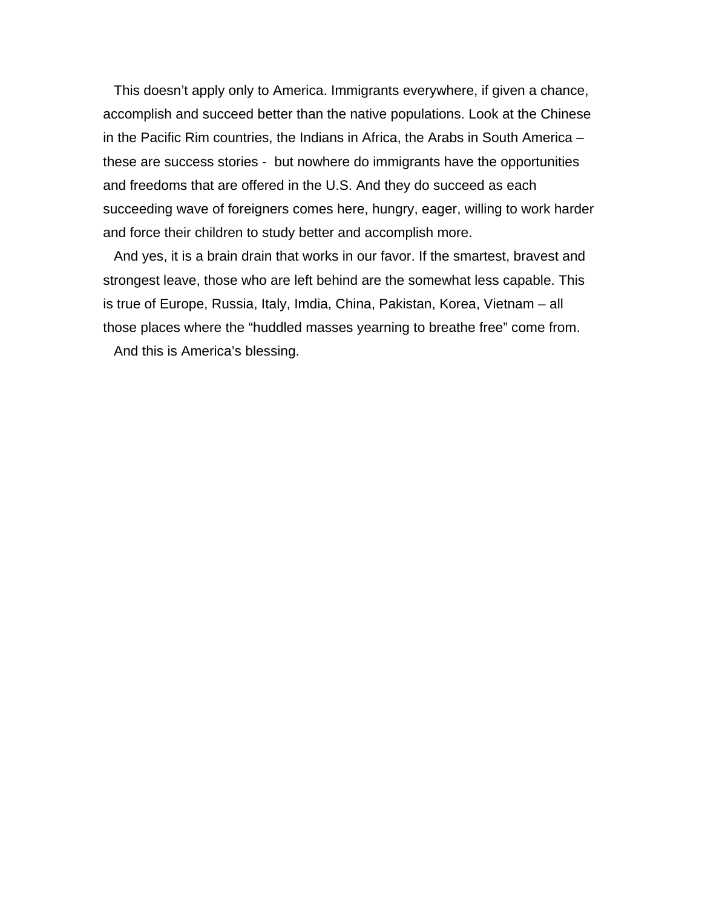This doesn't apply only to America. Immigrants everywhere, if given a chance, accomplish and succeed better than the native populations. Look at the Chinese in the Pacific Rim countries, the Indians in Africa, the Arabs in South America – these are success stories - but nowhere do immigrants have the opportunities and freedoms that are offered in the U.S. And they do succeed as each succeeding wave of foreigners comes here, hungry, eager, willing to work harder and force their children to study better and accomplish more.

And yes, it is a brain drain that works in our favor. If the smartest, bravest and strongest leave, those who are left behind are the somewhat less capable. This is true of Europe, Russia, Italy, Imdia, China, Pakistan, Korea, Vietnam – all those places where the "huddled masses yearning to breathe free" come from.

And this is America's blessing.